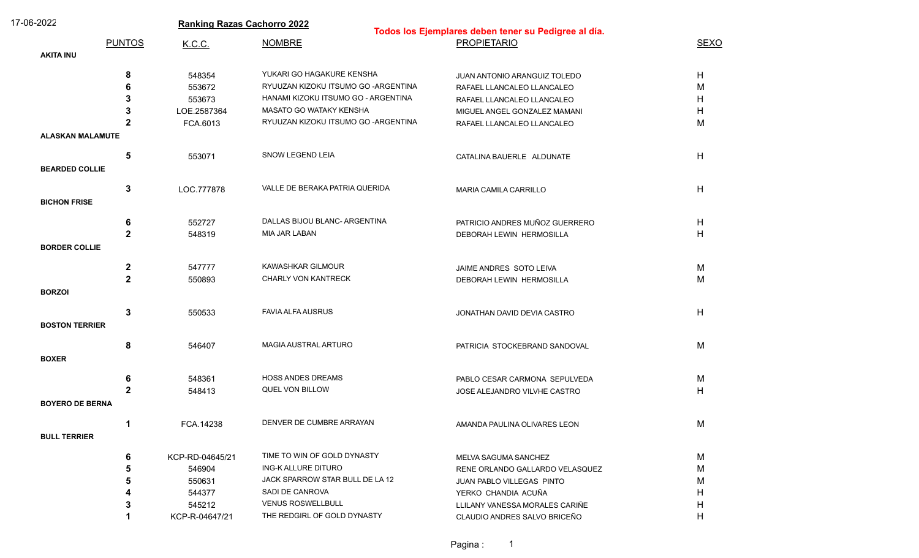17-06-2022

# Ranking Razas Cachorro 2022

**Todos los Ejemplares deben tener su Pedigree al día.**

| PUNTOS | K.C.C. | NOMBRE | PROPIETARIO | SEXO |
|---|---|---|---|---|
| **AKITA INU** | | | | |
| 8 | 548354 | YUKARI GO HAGAKURE KENSHA | JUAN ANTONIO ARANGUIZ TOLEDO | H |
| 6 | 553672 | RYUUZAN KIZOKU ITSUMO GO -ARGENTINA | RAFAEL LLANCALEO LLANCALEO | M |
| 3 | 553673 | HANAMI KIZOKU ITSUMO GO - ARGENTINA | RAFAEL LLANCALEO LLANCALEO | H |
| 3 | LOE.2587364 | MASATO GO WATAKY KENSHA | MIGUEL ANGEL GONZALEZ MAMANI | H |
| 2 | FCA.6013 | RYUUZAN KIZOKU ITSUMO GO -ARGENTINA | RAFAEL LLANCALEO LLANCALEO | M |
| **ALASKAN MALAMUTE** | | | | |
| 5 | 553071 | SNOW LEGEND LEIA | CATALINA BAUERLE ALDUNATE | H |
| **BEARDED COLLIE** | | | | |
| 3 | LOC.777878 | VALLE DE BERAKA PATRIA QUERIDA | MARIA CAMILA CARRILLO | H |
| **BICHON FRISE** | | | | |
| 6 | 552727 | DALLAS BIJOU BLANC- ARGENTINA | PATRICIO ANDRES MUÑOZ GUERRERO | H |
| 2 | 548319 | MIA JAR LABAN | DEBORAH LEWIN HERMOSILLA | H |
| **BORDER COLLIE** | | | | |
| 2 | 547777 | KAWASHKAR GILMOUR | JAIME ANDRES SOTO LEIVA | M |
| 2 | 550893 | CHARLY VON KANTRECK | DEBORAH LEWIN HERMOSILLA | M |
| **BORZOI** | | | | |
| 3 | 550533 | FAVIA ALFA AUSRUS | JONATHAN DAVID DEVIA CASTRO | H |
| **BOSTON TERRIER** | | | | |
| 8 | 546407 | MAGIA AUSTRAL ARTURO | PATRICIA STOCKEBRAND SANDOVAL | M |
| **BOXER** | | | | |
| 6 | 548361 | HOSS ANDES DREAMS | PABLO CESAR CARMONA SEPULVEDA | M |
| 2 | 548413 | QUEL VON BILLOW | JOSE ALEJANDRO VILVHE CASTRO | H |
| **BOYERO DE BERNA** | | | | |
| 1 | FCA.14238 | DENVER DE CUMBRE ARRAYAN | AMANDA PAULINA OLIVARES LEON | M |
| **BULL TERRIER** | | | | |
| 6 | KCP-RD-04645/21 | TIME TO WIN OF GOLD DYNASTY | MELVA SAGUMA SANCHEZ | M |
| 5 | 546904 | ING-K ALLURE DITURO | RENE ORLANDO GALLARDO VELASQUEZ | M |
| 5 | 550631 | JACK SPARROW STAR BULL DE LA 12 | JUAN PABLO VILLEGAS PINTO | M |
| 4 | 544377 | SADI DE CANROVA | YERKO CHANDIA ACUÑA | H |
| 3 | 545212 | VENUS ROSWELLBULL | LLILANY VANESSA MORALES CARIÑE | H |
| 1 | KCP-R-04647/21 | THE REDGIRL OF GOLD DYNASTY | CLAUDIO ANDRES SALVO BRICEÑO | H |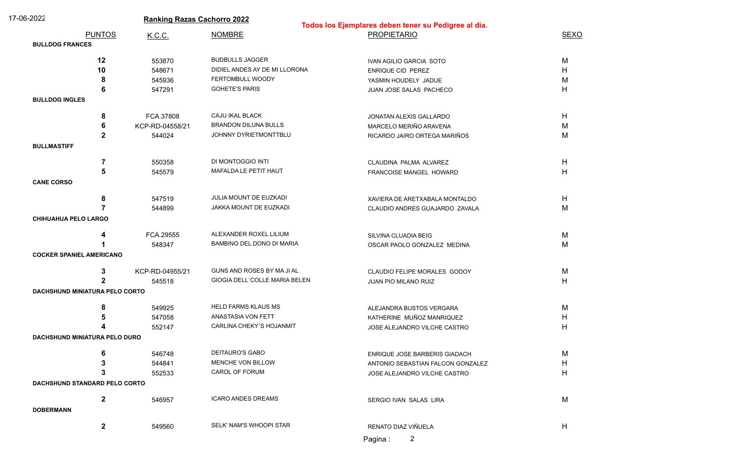17-06-2022

## Ranking Razas Cachorro 2022

**Todos los Ejemplares deben tener su Pedigree al día.**

| PUNTOS | K.C.C. | NOMBRE | PROPIETARIO | SEXO |
|---|---|---|---|---|
| **BULLDOG FRANCES** | | | | |
| **12** | 553870 | BUDBULLS JAGGER | IVAN AGILIO GARCIA SOTO | M |
| **10** | 548671 | DIDIEL ANDES AY DE MI LLORONA | ENRIQUE CID PEREZ | H |
| **8** | 545936 | FERTOMBULL WOODY | YASMIN HOUDELY JADUE | M |
| **6** | 547291 | GOHETE'S PARIS | JUAN JOSE SALAS PACHECO | H |
| **BULLDOG INGLES** | | | | |
| **8** | FCA.37808 | CAJU IKAL BLACK | JONATAN ALEXIS GALLARDO | H |
| **6** | KCP-RD-04558/21 | BRANDON DILUNA BULLS | MARCELO MERIÑO ARAVENA | M |
| **2** | 544024 | JOHNNY DYRIETMONTTBLU | RICARDO JAIRO ORTEGA MARIÑOS | M |
| **BULLMASTIFF** | | | | |
| **7** | 550358 | DI MONTOGGIO INTI | CLAUDINA PALMA ALVAREZ | H |
| **5** | 545579 | MAFALDA LE PETIT HAUT | FRANCOISE MANGEL HOWARD | H |
| **CANE CORSO** | | | | |
| **8** | 547519 | JULIA MOUNT DE EUZKADI | XAVIERA DE ARETXABALA MONTALDO | H |
| **7** | 544899 | JAKKA MOUNT DE EUZKADI | CLAUDIO ANDRES GUAJARDO ZAVALA | M |
| **CHIHUAHUA PELO LARGO** | | | | |
| **4** | FCA.29555 | ALEXANDER ROXEL LILIUM | SILVINA CLUADIA BEIG | M |
| **1** | 548347 | BAMBINO DEL DONO DI MARIA | OSCAR PAOLO GONZALEZ MEDINA | M |
| **COCKER SPANIEL AMERICANO** | | | | |
| **3** | KCP-RD-04955/21 | GUNS AND ROSES BY MA JI AL | CLAUDIO FELIPE MORALES GODOY | M |
| **2** | 545518 | GIOGIA DELL´COLLE MARIA BELEN | JUAN PIO MILANO RUIZ | H |
| **DACHSHUND MINIATURA PELO CORTO** | | | | |
| **8** | 549925 | HELD FARMS KLAUS MS | ALEJANDRA BUSTOS VERGARA | M |
| **5** | 547058 | ANASTASIA VON FETT | KATHERINE MUÑOZ MANRIQUEZ | H |
| **4** | 552147 | CARLINA CHEKY´S HOJANMIT | JOSE ALEJANDRO VILCHE CASTRO | H |
| **DACHSHUND MINIATURA PELO DURO** | | | | |
| **6** | 546748 | DEITAURO'S GABO | ENRIQUE JOSE BARBERIS GIADACH | M |
| **3** | 544841 | MENCHE VON BILLOW | ANTONIO SEBASTIAN FALCON GONZALEZ | H |
| **3** | 552533 | CAROL OF FORUM | JOSE ALEJANDRO VILCHE CASTRO | H |
| **DACHSHUND STANDARD PELO CORTO** | | | | |
| **2** | 546957 | ICARO ANDES DREAMS | SERGIO IVAN SALAS LIRA | M |
| **DOBERMANN** | | | | |
| **2** | 549560 | SELK' NAM'S WHOOPI STAR | RENATO DIAZ VIÑUELA | H |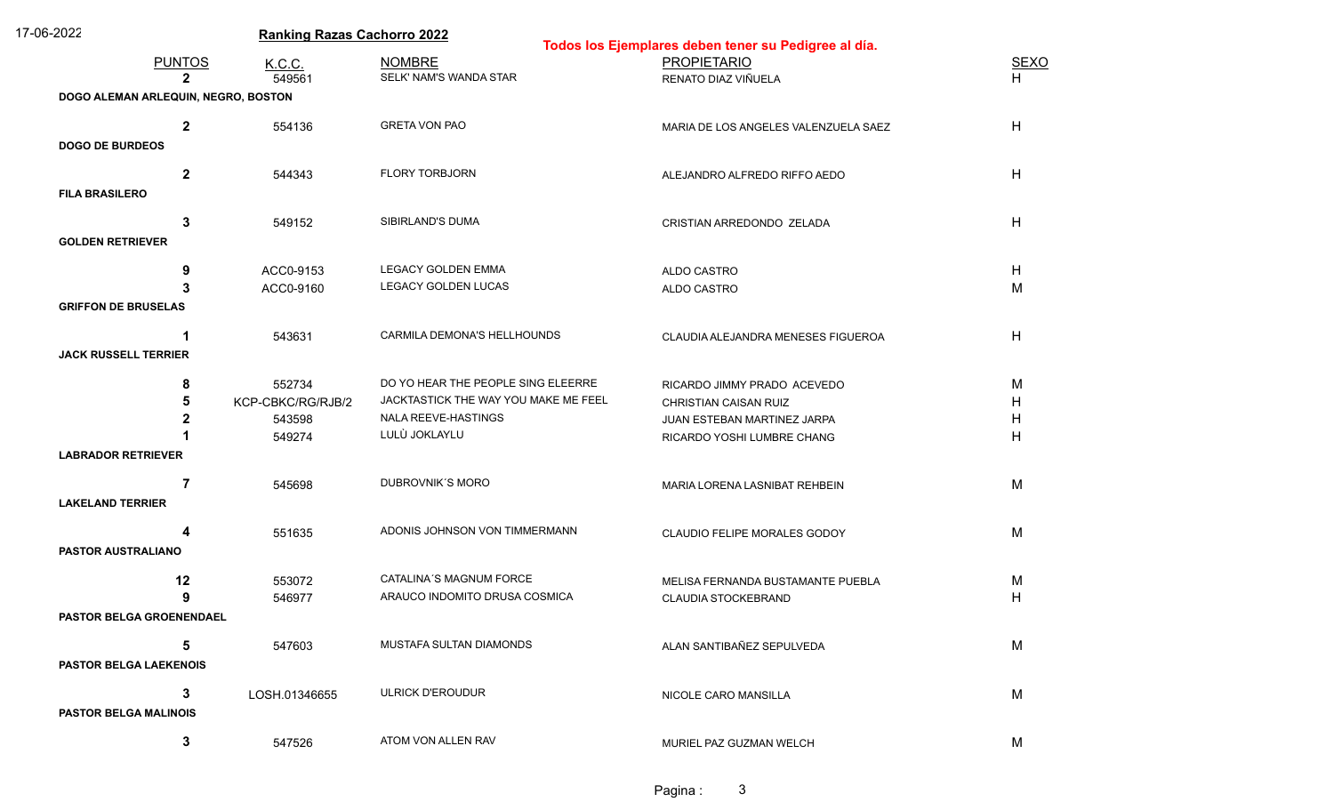17-06-2022

**Ranking Razas Cachorro 2022**

**Todos los Ejemplares deben tener su Pedigree al día.**

| PUNTOS | K.C.C. | NOMBRE | PROPIETARIO | SEXO |
|---|---|---|---|---|
| 2 | 549561 | SELK' NAM'S WANDA STAR | RENATO DIAZ VIÑUELA | H |
| **DOGO ALEMAN ARLEQUIN, NEGRO, BOSTON** | | | | |
| 2 | 554136 | GRETA VON PAO | MARIA DE LOS ANGELES VALENZUELA SAEZ | H |
| **DOGO DE BURDEOS** | | | | |
| 2 | 544343 | FLORY TORBJORN | ALEJANDRO ALFREDO RIFFO AEDO | H |
| **FILA BRASILERO** | | | | |
| 3 | 549152 | SIBIRLAND'S DUMA | CRISTIAN ARREDONDO ZELADA | H |
| **GOLDEN RETRIEVER** | | | | |
| 9 | ACC0-9153 | LEGACY GOLDEN EMMA | ALDO CASTRO | H |
| 3 | ACC0-9160 | LEGACY GOLDEN LUCAS | ALDO CASTRO | M |
| **GRIFFON DE BRUSELAS** | | | | |
| 1 | 543631 | CARMILA DEMONA'S HELLHOUNDS | CLAUDIA ALEJANDRA MENESES FIGUEROA | H |
| **JACK RUSSELL TERRIER** | | | | |
| 8 | 552734 | DO YO HEAR THE PEOPLE SING ELEERRE | RICARDO JIMMY PRADO ACEVEDO | M |
| 5 | KCP-CBKC/RG/RJB/2 | JACKTASTICK THE WAY YOU MAKE ME FEEL | CHRISTIAN CAISAN RUIZ | H |
| 2 | 543598 | NALA REEVE-HASTINGS | JUAN ESTEBAN MARTINEZ JARPA | H |
| 1 | 549274 | LULÙ JOKLAYLU | RICARDO YOSHI LUMBRE CHANG | H |
| **LABRADOR RETRIEVER** | | | | |
| 7 | 545698 | DUBROVNIK´S MORO | MARIA LORENA LASNIBAT REHBEIN | M |
| **LAKELAND TERRIER** | | | | |
| 4 | 551635 | ADONIS JOHNSON VON TIMMERMANN | CLAUDIO FELIPE MORALES GODOY | M |
| **PASTOR AUSTRALIANO** | | | | |
| 12 | 553072 | CATALINA´S MAGNUM FORCE | MELISA FERNANDA BUSTAMANTE PUEBLA | M |
| 9 | 546977 | ARAUCO INDOMITO DRUSA COSMICA | CLAUDIA STOCKEBRAND | H |
| **PASTOR BELGA GROENENDAEL** | | | | |
| 5 | 547603 | MUSTAFA SULTAN DIAMONDS | ALAN SANTIBAÑEZ SEPULVEDA | M |
| **PASTOR BELGA LAEKENOIS** | | | | |
| 3 | LOSH.01346655 | ULRICK D'EROUDUR | NICOLE CARO MANSILLA | M |
| **PASTOR BELGA MALINOIS** | | | | |
| 3 | 547526 | ATOM VON ALLEN RAV | MURIEL PAZ GUZMAN WELCH | M |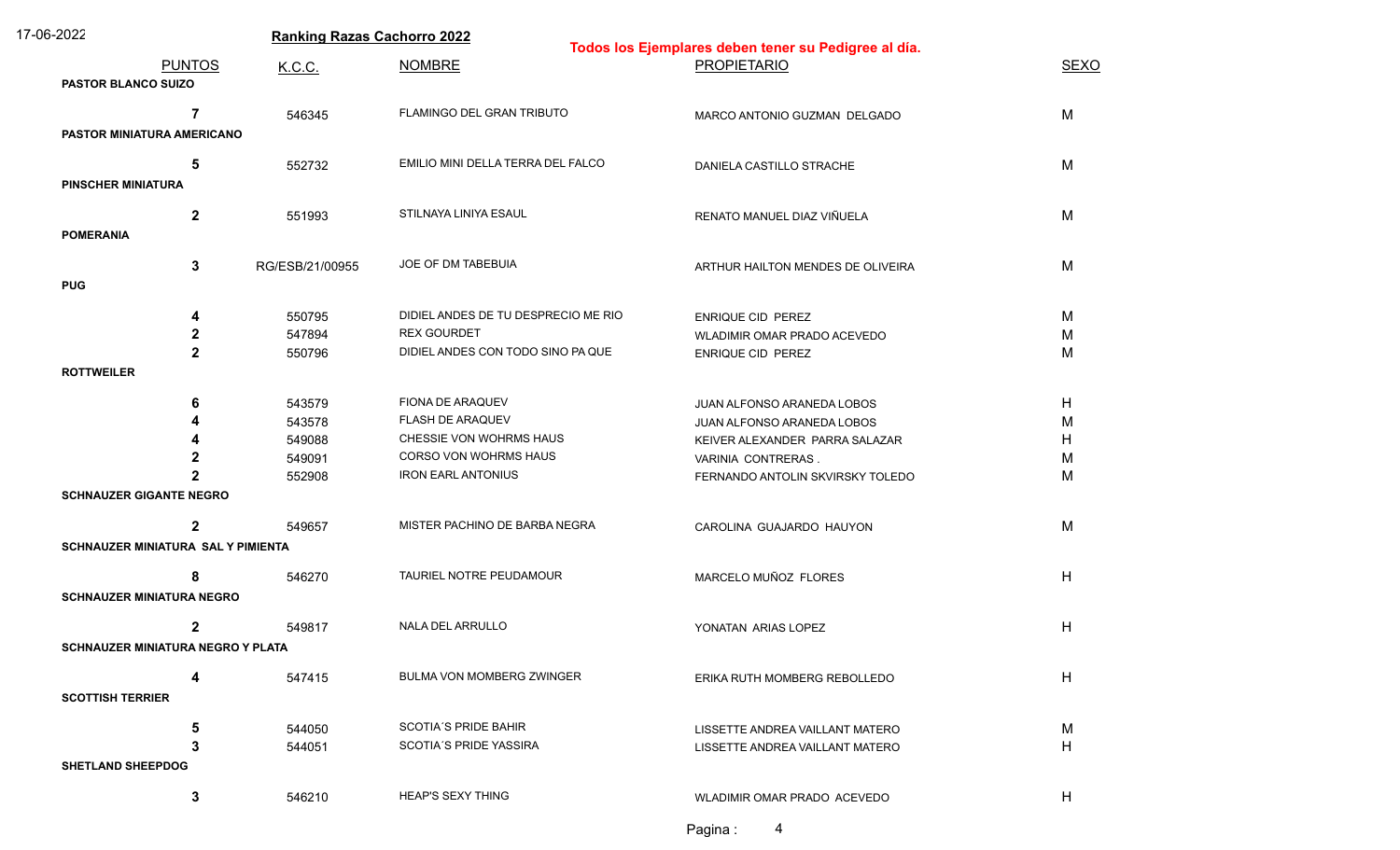17-06-2022

**Ranking Razas Cachorro 2022**

**Todos los Ejemplares deben tener su Pedigree al día.**

| PUNTOS | K.C.C. | NOMBRE | PROPIETARIO | SEXO |
|---|---|---|---|---|
| **PASTOR BLANCO SUIZO** | | | | |
| 7 | 546345 | FLAMINGO DEL GRAN TRIBUTO | MARCO ANTONIO GUZMAN DELGADO | M |
| **PASTOR MINIATURA AMERICANO** | | | | |
| 5 | 552732 | EMILIO MINI DELLA TERRA DEL FALCO | DANIELA CASTILLO STRACHE | M |
| **PINSCHER MINIATURA** | | | | |
| 2 | 551993 | STILNAYA LINIYA ESAUL | RENATO MANUEL DIAZ VIÑUELA | M |
| **POMERANIA** | | | | |
| 3 | RG/ESB/21/00955 | JOE OF DM TABEBUIA | ARTHUR HAILTON MENDES DE OLIVEIRA | M |
| **PUG** | | | | |
| 4 | 550795 | DIDIEL ANDES DE TU DESPRECIO ME RIO | ENRIQUE CID PEREZ | M |
| 2 | 547894 | REX GOURDET | WLADIMIR OMAR PRADO ACEVEDO | M |
| 2 | 550796 | DIDIEL ANDES CON TODO SINO PA QUE | ENRIQUE CID PEREZ | M |
| **ROTTWEILER** | | | | |
| 6 | 543579 | FIONA DE ARAQUEV | JUAN ALFONSO ARANEDA LOBOS | H |
| 4 | 543578 | FLASH DE ARAQUEV | JUAN ALFONSO ARANEDA LOBOS | M |
| 4 | 549088 | CHESSIE VON WOHRMS HAUS | KEIVER ALEXANDER PARRA SALAZAR | H |
| 2 | 549091 | CORSO VON WOHRMS HAUS | VARINIA CONTRERAS . | M |
| 2 | 552908 | IRON EARL ANTONIUS | FERNANDO ANTOLIN SKVIRSKY TOLEDO | M |
| **SCHNAUZER GIGANTE NEGRO** | | | | |
| 2 | 549657 | MISTER PACHINO DE BARBA NEGRA | CAROLINA GUAJARDO HAUYON | M |
| **SCHNAUZER MINIATURA SAL Y PIMIENTA** | | | | |
| 8 | 546270 | TAURIEL NOTRE PEUDAMOUR | MARCELO MUÑOZ FLORES | H |
| **SCHNAUZER MINIATURA NEGRO** | | | | |
| 2 | 549817 | NALA DEL ARRULLO | YONATAN ARIAS LOPEZ | H |
| **SCHNAUZER MINIATURA NEGRO Y PLATA** | | | | |
| 4 | 547415 | BULMA VON MOMBERG ZWINGER | ERIKA RUTH MOMBERG REBOLLEDO | H |
| **SCOTTISH TERRIER** | | | | |
| 5 | 544050 | SCOTIA´S PRIDE BAHIR | LISSETTE ANDREA VAILLANT MATERO | M |
| 3 | 544051 | SCOTIA´S PRIDE YASSIRA | LISSETTE ANDREA VAILLANT MATERO | H |
| **SHETLAND SHEEPDOG** | | | | |
| 3 | 546210 | HEAP'S SEXY THING | WLADIMIR OMAR PRADO ACEVEDO | H |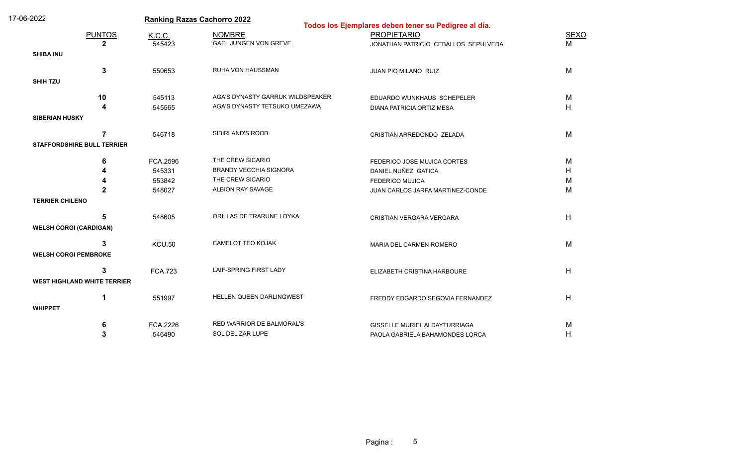17-06-2022

**Ranking Razas Cachorro 2022**

**Todos los Ejemplares deben tener su Pedigree al día.**

| PUNTOS | K.C.C. | NOMBRE | PROPIETARIO | SEXO |
|---|---|---|---|---|
| 2 | 545423 | GAEL JUNGEN VON GREVE | JONATHAN PATRICIO CEBALLOS SEPULVEDA | M |
| **SHIBA INU** | | | | |
| 3 | 550653 | RUHA VON HAUSSMAN | JUAN PIO MILANO RUIZ | M |
| **SHIH TZU** | | | | |
| 10 | 545113 | AGA'S DYNASTY GARRUK WILDSPEAKER | EDUARDO WUNKHAUS SCHEPELER | M |
| 4 | 545565 | AGA'S DYNASTY TETSUKO UMEZAWA | DIANA PATRICIA ORTIZ MESA | H |
| **SIBERIAN HUSKY** | | | | |
| 7 | 546718 | SIBIRLAND'S ROOB | CRISTIAN ARREDONDO ZELADA | M |
| **STAFFORDSHIRE BULL TERRIER** | | | | |
| 6 | FCA.2596 | THE CREW SICARIO | FEDERICO JOSE MUJICA CORTES | M |
| 4 | 545331 | BRANDY VECCHIA SIGNORA | DANIEL NUÑEZ GATICA | H |
| 4 | 553842 | THE CREW SICARIO | FEDERICO MUJICA | M |
| 2 | 548027 | ALBIÓN RAY SAVAGE | JUAN CARLOS JARPA MARTINEZ-CONDE | M |
| **TERRIER CHILENO** | | | | |
| 5 | 548605 | ORILLAS DE TRARUNE LOYKA | CRISTIAN VERGARA VERGARA | H |
| **WELSH CORGI (CARDIGAN)** | | | | |
| 3 | KCU.50 | CAMELOT TEO KOJAK | MARIA DEL CARMEN ROMERO | M |
| **WELSH CORGI PEMBROKE** | | | | |
| 3 | FCA.723 | LAIF-SPRING FIRST LADY | ELIZABETH CRISTINA HARBOURE | H |
| **WEST HIGHLAND WHITE TERRIER** | | | | |
| 1 | 551997 | HELLEN QUEEN DARLINGWEST | FREDDY EDGARDO SEGOVIA FERNANDEZ | H |
| **WHIPPET** | | | | |
| 6 | FCA.2226 | RED WARRIOR DE BALMORAL'S | GISSELLE MURIEL ALDAYTURRIAGA | M |
| 3 | 546490 | SOL DEL ZAR LUPE | PAOLA GABRIELA BAHAMONDES LORCA | H |